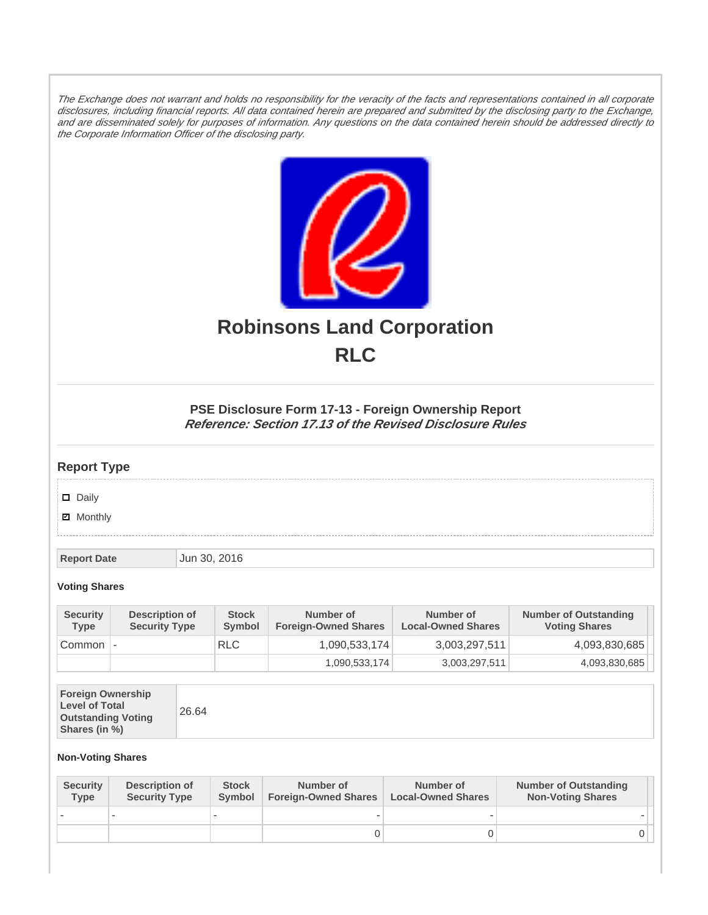*The Exchange does not warrant and holds no responsibility for the veracity of the facts and representations contained in all corporate disclosures, including financial reports. All data contained herein are prepared and submitted by the disclosing party to the Exchange, and are disseminated solely for purposes of information. Any questions on the data contained herein should be addressed directly to the Corporate Information Officer of the disclosing party.*

# Robinsons Land Corporation

# RLC

### PSE Disclosure Form 17-13 - Foreign Ownership Report

***Reference: Section 17.13 of the Revised Disclosure Rules***

## Report Type

- [ ] Daily
- [x] Monthly

| Report Date | Jun 30, 2016 |
|---|---|

**Voting Shares**

| Security Type | Description of Security Type | Stock Symbol | Number of Foreign-Owned Shares | Number of Local-Owned Shares | Number of Outstanding Voting Shares |
|---|---|---|---|---|---|
| Common | - | RLC | 1,090,533,174 | 3,003,297,511 | 4,093,830,685 |
| | | | 1,090,533,174 | 3,003,297,511 | 4,093,830,685 |

| Foreign Ownership Level of Total Outstanding Voting Shares (in %) | 26.64 |
|---|---|

**Non-Voting Shares**

| Security Type | Description of Security Type | Stock Symbol | Number of Foreign-Owned Shares | Number of Local-Owned Shares | Number of Outstanding Non-Voting Shares |
|---|---|---|---|---|---|
| - | - | - | - | - | - |
| | | | 0 | 0 | 0 |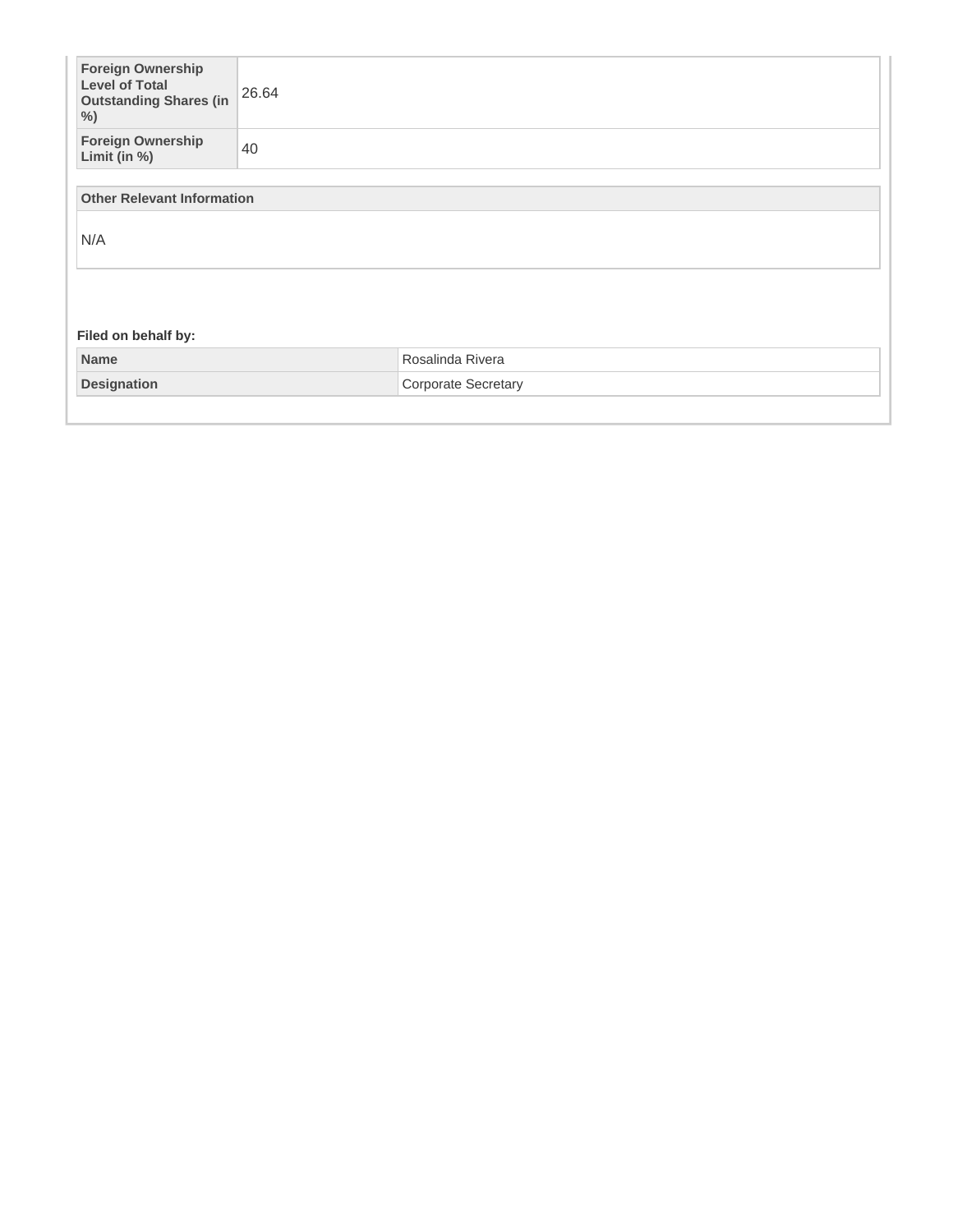| | |
|---|---|
| **Foreign Ownership Level of Total Outstanding Shares (in %)** | 26.64 |
| **Foreign Ownership Limit (in %)** | 40 |

| **Other Relevant Information** |
|---|
| N/A |

**Filed on behalf by:**

| | |
|---|---|
| **Name** | Rosalinda Rivera |
| **Designation** | Corporate Secretary |